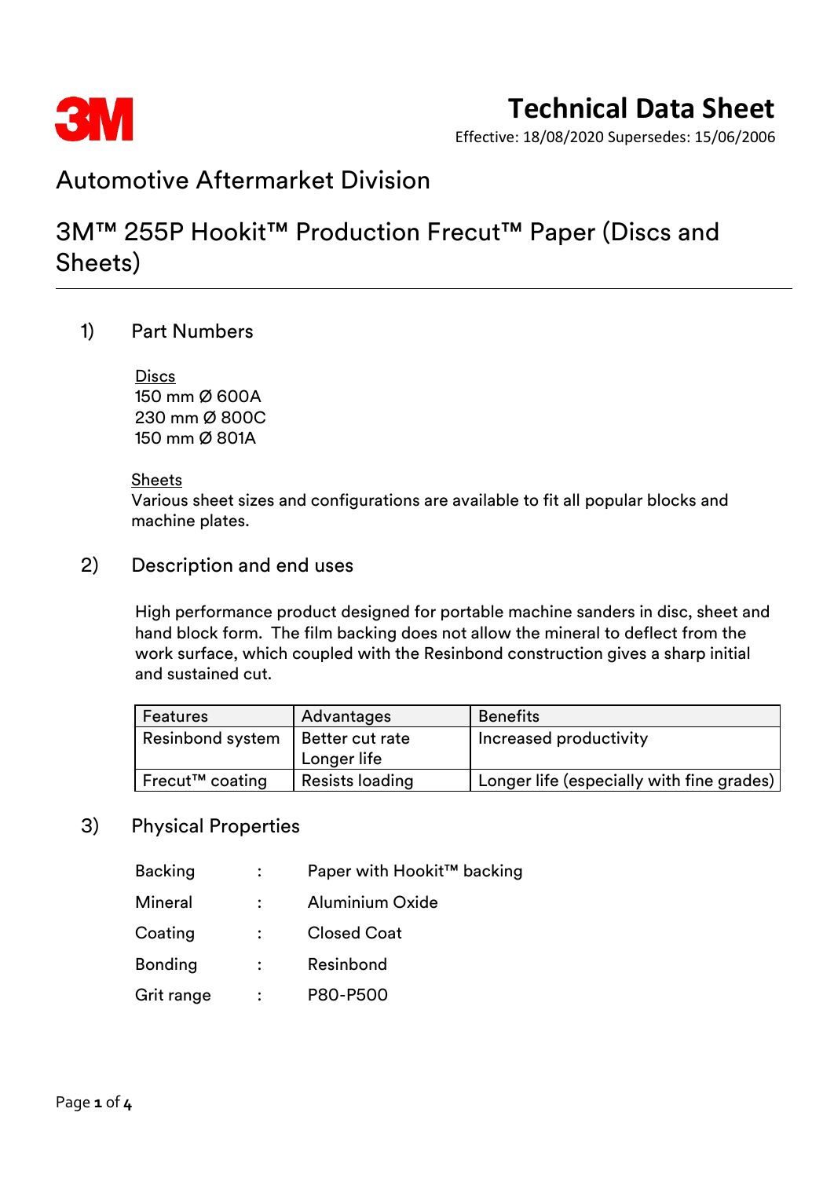# Technical Data Sheet

Effective: 18/08/2020 Supersedes: 15/06/2006

## Automotive Aftermarket Division

## 3M™ 255P Hookit™ Production Frecut™ Paper (Discs and Sheets)

### 1) Part Numbers

Discs
150 mm Ø 600A
230 mm Ø 800C
150 mm Ø 801A

Sheets
Various sheet sizes and configurations are available to fit all popular blocks and machine plates.

### 2) Description and end uses

High performance product designed for portable machine sanders in disc, sheet and hand block form. The film backing does not allow the mineral to deflect from the work surface, which coupled with the Resinbond construction gives a sharp initial and sustained cut.

| Features | Advantages | Benefits |
|---|---|---|
| Resinbond system | Better cut rate<br>Longer life | Increased productivity |
| Frecut™ coating | Resists loading | Longer life (especially with fine grades) |

### 3) Physical Properties

| | | |
|---|---|---|
| Backing | : | Paper with Hookit™ backing |
| Mineral | : | Aluminium Oxide |
| Coating | : | Closed Coat |
| Bonding | : | Resinbond |
| Grit range | : | P80-P500 |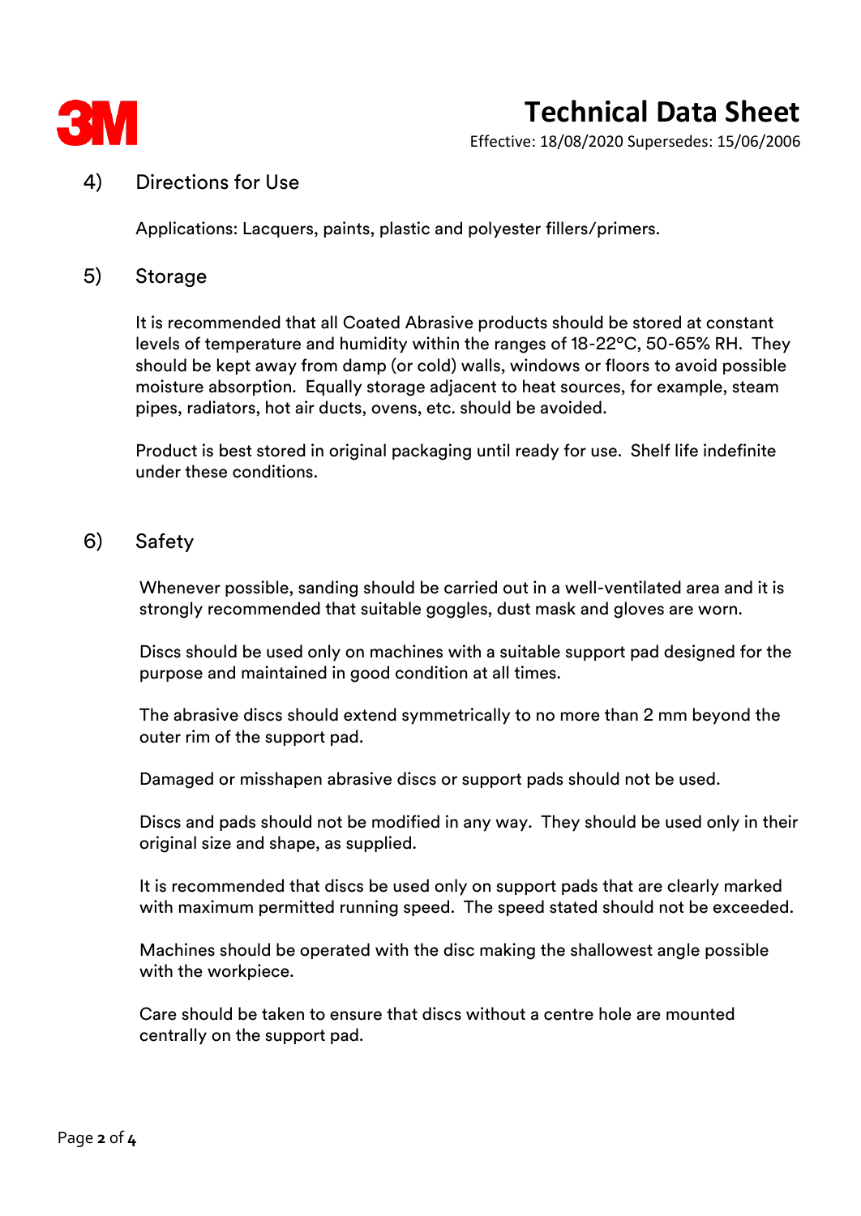## 4) Directions for Use

Applications: Lacquers, paints, plastic and polyester fillers/primers.

## 5) Storage

It is recommended that all Coated Abrasive products should be stored at constant levels of temperature and humidity within the ranges of 18-22°C, 50-65% RH. They should be kept away from damp (or cold) walls, windows or floors to avoid possible moisture absorption. Equally storage adjacent to heat sources, for example, steam pipes, radiators, hot air ducts, ovens, etc. should be avoided.

Product is best stored in original packaging until ready for use. Shelf life indefinite under these conditions.

## 6) Safety

Whenever possible, sanding should be carried out in a well-ventilated area and it is strongly recommended that suitable goggles, dust mask and gloves are worn.

Discs should be used only on machines with a suitable support pad designed for the purpose and maintained in good condition at all times.

The abrasive discs should extend symmetrically to no more than 2 mm beyond the outer rim of the support pad.

Damaged or misshapen abrasive discs or support pads should not be used.

Discs and pads should not be modified in any way. They should be used only in their original size and shape, as supplied.

It is recommended that discs be used only on support pads that are clearly marked with maximum permitted running speed. The speed stated should not be exceeded.

Machines should be operated with the disc making the shallowest angle possible with the workpiece.

Care should be taken to ensure that discs without a centre hole are mounted centrally on the support pad.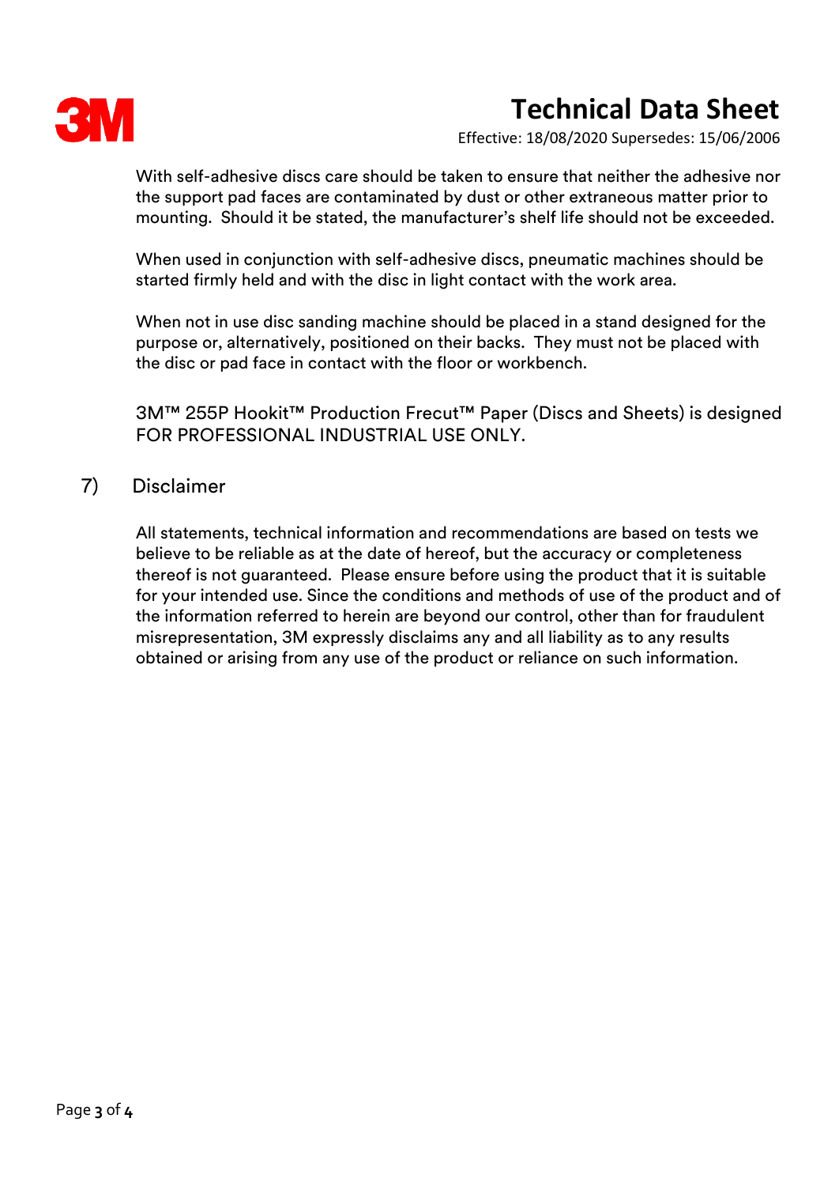With self-adhesive discs care should be taken to ensure that neither the adhesive nor the support pad faces are contaminated by dust or other extraneous matter prior to mounting. Should it be stated, the manufacturer's shelf life should not be exceeded.

When used in conjunction with self-adhesive discs, pneumatic machines should be started firmly held and with the disc in light contact with the work area.

When not in use disc sanding machine should be placed in a stand designed for the purpose or, alternatively, positioned on their backs. They must not be placed with the disc or pad face in contact with the floor or workbench.

3M™ 255P Hookit™ Production Frecut™ Paper (Discs and Sheets) is designed FOR PROFESSIONAL INDUSTRIAL USE ONLY.

## 7) Disclaimer

All statements, technical information and recommendations are based on tests we believe to be reliable as at the date of hereof, but the accuracy or completeness thereof is not guaranteed. Please ensure before using the product that it is suitable for your intended use. Since the conditions and methods of use of the product and of the information referred to herein are beyond our control, other than for fraudulent misrepresentation, 3M expressly disclaims any and all liability as to any results obtained or arising from any use of the product or reliance on such information.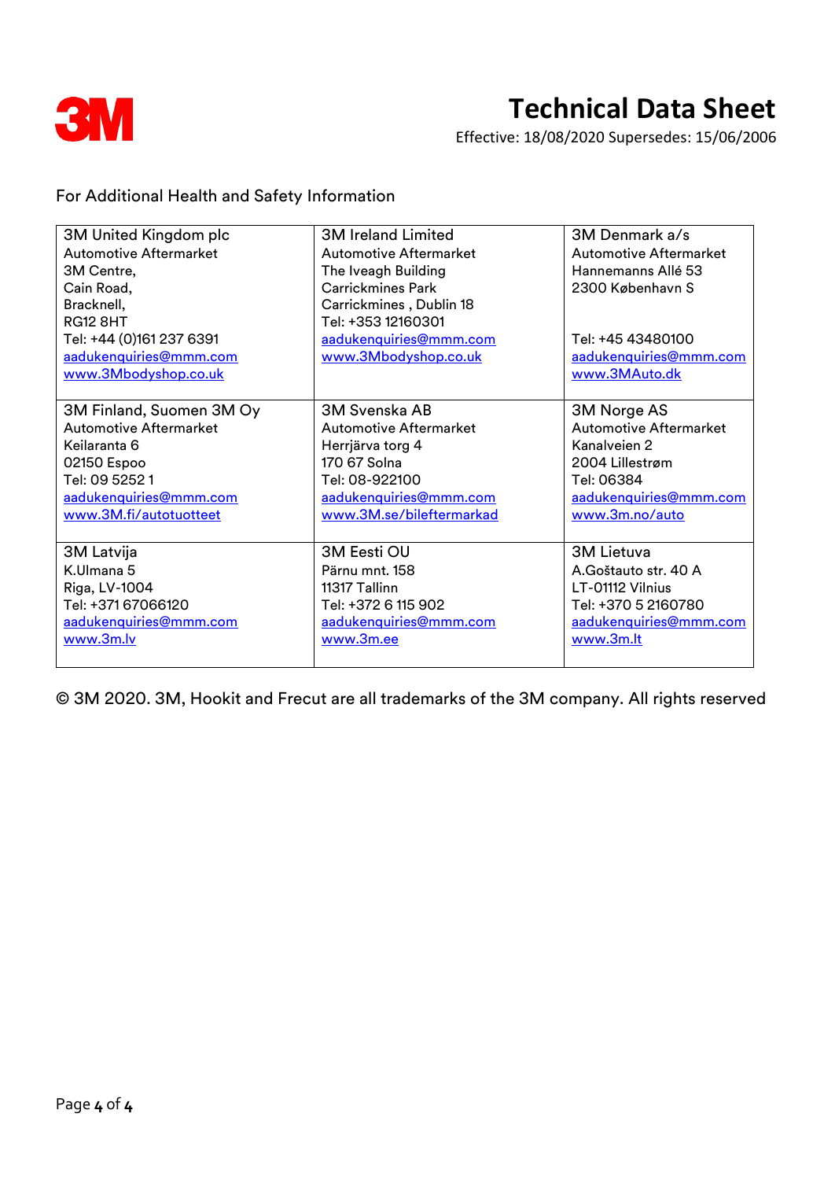For Additional Health and Safety Information

| | | |
|---|---|---|
| 3M United Kingdom plc<br>Automotive Aftermarket<br>3M Centre,<br>Cain Road,<br>Bracknell,<br>RG12 8HT<br>Tel: +44 (0)161 237 6391<br>aadukenquiries@mmm.com<br>www.3Mbodyshop.co.uk | 3M Ireland Limited<br>Automotive Aftermarket<br>The Iveagh Building<br>Carrickmines Park<br>Carrickmines , Dublin 18<br>Tel: +353 12160301<br>aadukenquiries@mmm.com<br>www.3Mbodyshop.co.uk | 3M Denmark a/s<br>Automotive Aftermarket<br>Hannemanns Allé 53<br>2300 København S<br><br>Tel: +45 43480100<br>aadukenquiries@mmm.com<br>www.3MAuto.dk |
| 3M Finland, Suomen 3M Oy<br>Automotive Aftermarket<br>Keilaranta 6<br>02150 Espoo<br>Tel: 09 5252 1<br>aadukenquiries@mmm.com<br>www.3M.fi/autotuotteet | 3M Svenska AB<br>Automotive Aftermarket<br>Herrjärva torg 4<br>170 67 Solna<br>Tel: 08-922100<br>aadukenquiries@mmm.com<br>www.3M.se/bileftermarkad | 3M Norge AS<br>Automotive Aftermarket<br>Kanalveien 2<br>2004 Lillestrøm<br>Tel: 06384<br>aadukenquiries@mmm.com<br>www.3m.no/auto |
| 3M Latvija<br>K.Ulmana 5<br>Riga, LV-1004<br>Tel: +371 67066120<br>aadukenquiries@mmm.com<br>www.3m.lv | 3M Eesti OU<br>Pärnu mnt. 158<br>11317 Tallinn<br>Tel: +372 6 115 902<br>aadukenquiries@mmm.com<br>www.3m.ee | 3M Lietuva<br>A.Goštauto str. 40 A<br>LT-01112 Vilnius<br>Tel: +370 5 2160780<br>aadukenquiries@mmm.com<br>www.3m.lt |

© 3M 2020. 3M, Hookit and Frecut are all trademarks of the 3M company. All rights reserved